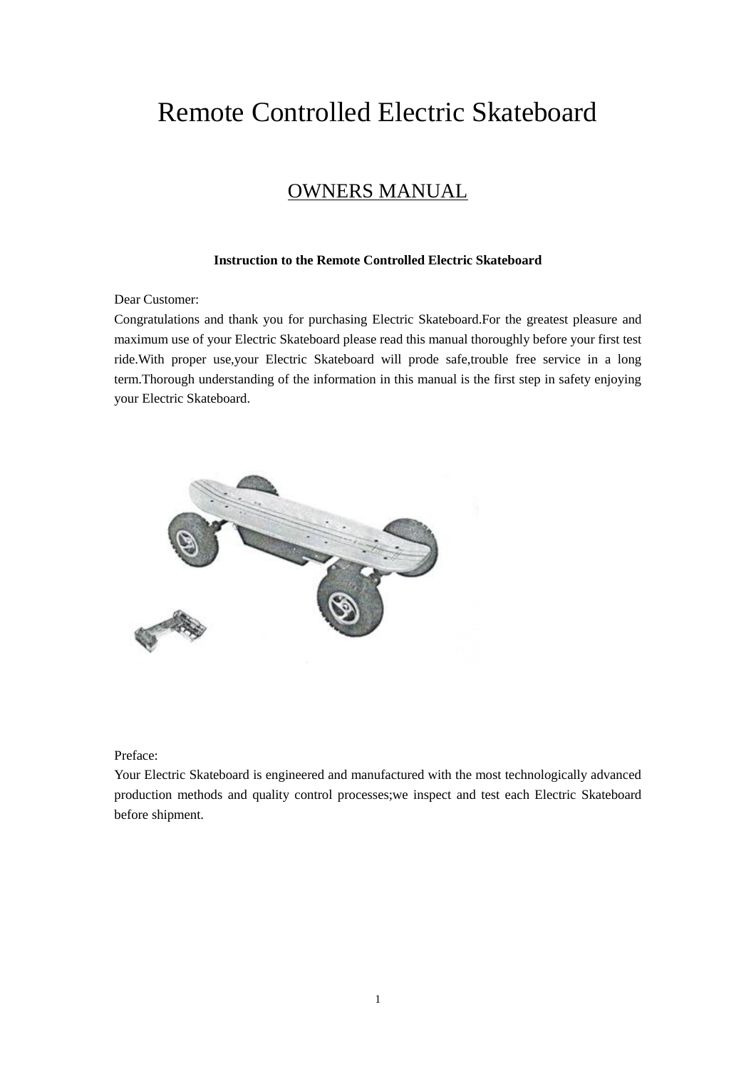# Remote Controlled Electric Skateboard

## OWNERS MANUAL

**Instruction to the Remote Controlled Electric Skateboard**

Dear Customer:

Congratulations and thank you for purchasing Electric Skateboard.For the greatest pleasure and maximum use of your Electric Skateboard please read this manual thoroughly before your first test ride.With proper use,your Electric Skateboard will prode safe,trouble free service in a long term.Thorough understanding of the information in this manual is the first step in safety enjoying your Electric Skateboard.

Preface:

Your Electric Skateboard is engineered and manufactured with the most technologically advanced production methods and quality control processes;we inspect and test each Electric Skateboard before shipment.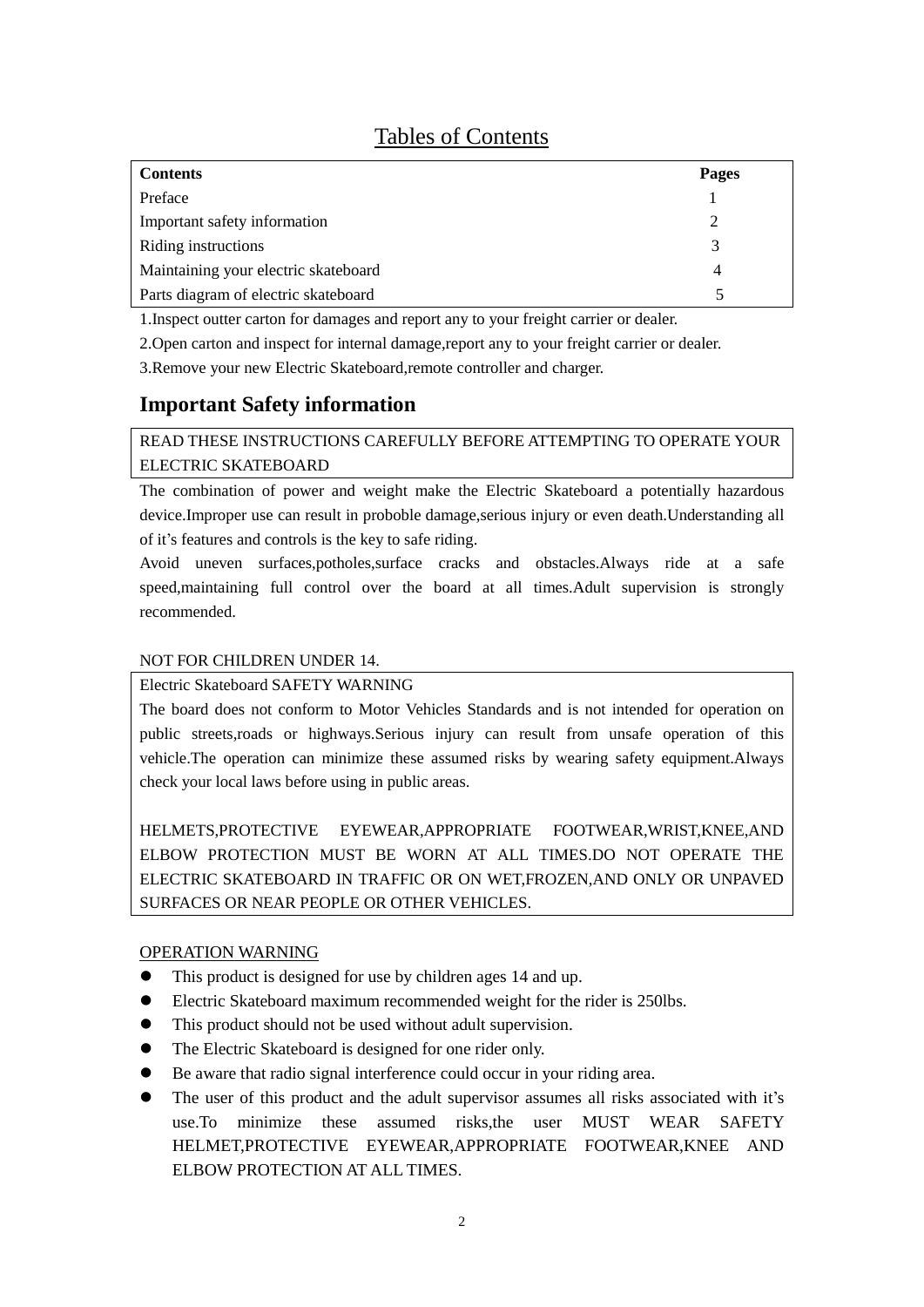## Tables of Contents

| Contents | Pages |
|---|---|
| Preface | 1 |
| Important safety information | 2 |
| Riding instructions | 3 |
| Maintaining your electric skateboard | 4 |
| Parts diagram of electric skateboard | 5 |

1.Inspect outter carton for damages and report any to your freight carrier or dealer.

2.Open carton and inspect for internal damage,report any to your freight carrier or dealer.

3.Remove your new Electric Skateboard,remote controller and charger.

## Important Safety information

READ THESE INSTRUCTIONS CAREFULLY BEFORE ATTEMPTING TO OPERATE YOUR ELECTRIC SKATEBOARD

The combination of power and weight make the Electric Skateboard a potentially hazardous device.Improper use can result in proboble damage,serious injury or even death.Understanding all of it's features and controls is the key to safe riding.

Avoid uneven surfaces,potholes,surface cracks and obstacles.Always ride at a safe speed,maintaining full control over the board at all times.Adult supervision is strongly recommended.

NOT FOR CHILDREN UNDER 14.

Electric Skateboard SAFETY WARNING

The board does not conform to Motor Vehicles Standards and is not intended for operation on public streets,roads or highways.Serious injury can result from unsafe operation of this vehicle.The operation can minimize these assumed risks by wearing safety equipment.Always check your local laws before using in public areas.

HELMETS,PROTECTIVE EYEWEAR,APPROPRIATE FOOTWEAR,WRIST,KNEE,AND ELBOW PROTECTION MUST BE WORN AT ALL TIMES.DO NOT OPERATE THE ELECTRIC SKATEBOARD IN TRAFFIC OR ON WET,FROZEN,AND ONLY OR UNPAVED SURFACES OR NEAR PEOPLE OR OTHER VEHICLES.

OPERATION WARNING

- This product is designed for use by children ages 14 and up.
- Electric Skateboard maximum recommended weight for the rider is 250lbs.
- This product should not be used without adult supervision.
- The Electric Skateboard is designed for one rider only.
- Be aware that radio signal interference could occur in your riding area.
- The user of this product and the adult supervisor assumes all risks associated with it's use.To minimize these assumed risks,the user MUST WEAR SAFETY HELMET,PROTECTIVE EYEWEAR,APPROPRIATE FOOTWEAR,KNEE AND ELBOW PROTECTION AT ALL TIMES.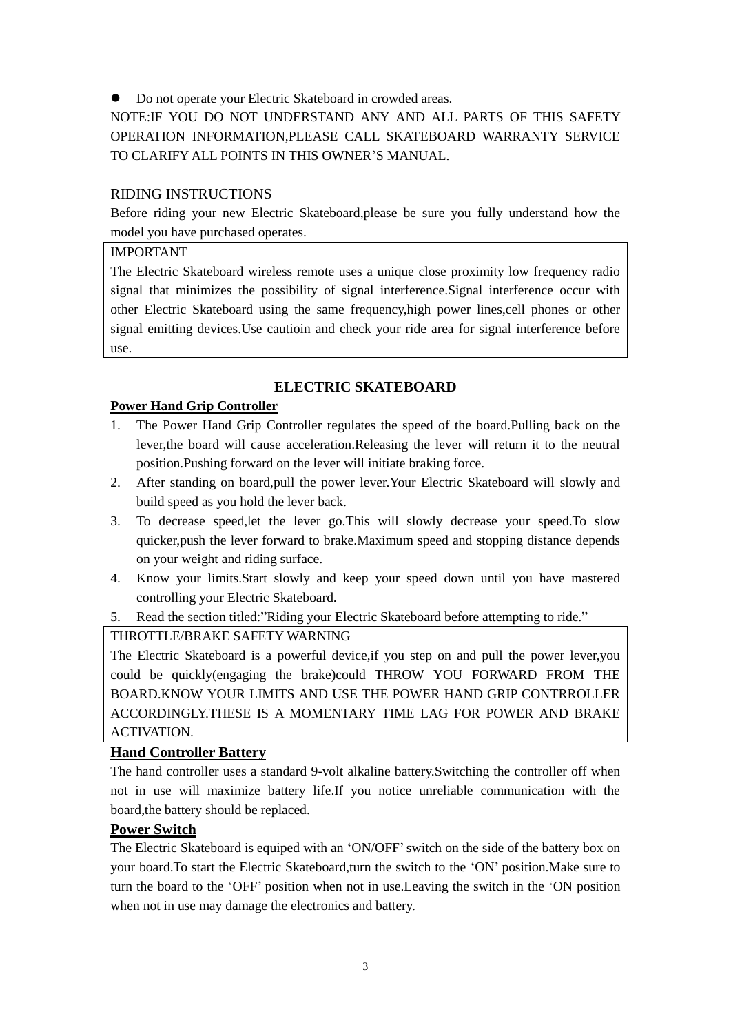- Do not operate your Electric Skateboard in crowded areas.

NOTE:IF YOU DO NOT UNDERSTAND ANY AND ALL PARTS OF THIS SAFETY OPERATION INFORMATION,PLEASE CALL SKATEBOARD WARRANTY SERVICE TO CLARIFY ALL POINTS IN THIS OWNER'S MANUAL.

RIDING INSTRUCTIONS

Before riding your new Electric Skateboard,please be sure you fully understand how the model you have purchased operates.

| IMPORTANT<br>The Electric Skateboard wireless remote uses a unique close proximity low frequency radio signal that minimizes the possibility of signal interference.Signal interference occur with other Electric Skateboard using the same frequency,high power lines,cell phones or other signal emitting devices.Use cautioin and check your ride area for signal interference before use. |
|---|

## ELECTRIC SKATEBOARD

**Power Hand Grip Controller**

1. The Power Hand Grip Controller regulates the speed of the board.Pulling back on the lever,the board will cause acceleration.Releasing the lever will return it to the neutral position.Pushing forward on the lever will initiate braking force.
2. After standing on board,pull the power lever.Your Electric Skateboard will slowly and build speed as you hold the lever back.
3. To decrease speed,let the lever go.This will slowly decrease your speed.To slow quicker,push the lever forward to brake.Maximum speed and stopping distance depends on your weight and riding surface.
4. Know your limits.Start slowly and keep your speed down until you have mastered controlling your Electric Skateboard.
5. Read the section titled:"Riding your Electric Skateboard before attempting to ride."

| THROTTLE/BRAKE SAFETY WARNING<br>The Electric Skateboard is a powerful device,if you step on and pull the power lever,you could be quickly(engaging the brake)could THROW YOU FORWARD FROM THE BOARD.KNOW YOUR LIMITS AND USE THE POWER HAND GRIP CONTRROLLER ACCORDINGLY.THESE IS A MOMENTARY TIME LAG FOR POWER AND BRAKE ACTIVATION. |
|---|

**Hand Controller Battery**

The hand controller uses a standard 9-volt alkaline battery.Switching the controller off when not in use will maximize battery life.If you notice unreliable communication with the board,the battery should be replaced.

**Power Switch**

The Electric Skateboard is equiped with an 'ON/OFF' switch on the side of the battery box on your board.To start the Electric Skateboard,turn the switch to the 'ON' position.Make sure to turn the board to the 'OFF' position when not in use.Leaving the switch in the 'ON position when not in use may damage the electronics and battery.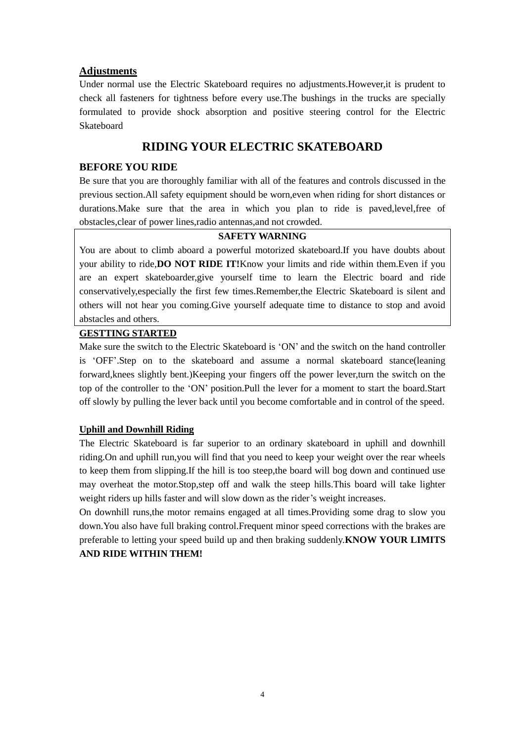**Adjustments**

Under normal use the Electric Skateboard requires no adjustments.However,it is prudent to check all fasteners for tightness before every use.The bushings in the trucks are specially formulated to provide shock absorption and positive steering control for the Electric Skateboard

# RIDING YOUR ELECTRIC SKATEBOARD

## BEFORE YOU RIDE

Be sure that you are thoroughly familiar with all of the features and controls discussed in the previous section.All safety equipment should be worn,even when riding for short distances or durations.Make sure that the area in which you plan to ride is paved,level,free of obstacles,clear of power lines,radio antennas,and not crowded.

**SAFETY WARNING**

You are about to climb aboard a powerful motorized skateboard.If you have doubts about your ability to ride,**DO NOT RIDE IT!**Know your limits and ride within them.Even if you are an expert skateboarder,give yourself time to learn the Electric board and ride conservatively,especially the first few times.Remember,the Electric Skateboard is silent and others will not hear you coming.Give yourself adequate time to distance to stop and avoid abstacles and others.

**GESTTING STARTED**

Make sure the switch to the Electric Skateboard is 'ON' and the switch on the hand controller is 'OFF'.Step on to the skateboard and assume a normal skateboard stance(leaning forward,knees slightly bent.)Keeping your fingers off the power lever,turn the switch on the top of the controller to the 'ON' position.Pull the lever for a moment to start the board.Start off slowly by pulling the lever back until you become comfortable and in control of the speed.

**Uphill and Downhill Riding**

The Electric Skateboard is far superior to an ordinary skateboard in uphill and downhill riding.On and uphill run,you will find that you need to keep your weight over the rear wheels to keep them from slipping.If the hill is too steep,the board will bog down and continued use may overheat the motor.Stop,step off and walk the steep hills.This board will take lighter weight riders up hills faster and will slow down as the rider's weight increases.

On downhill runs,the motor remains engaged at all times.Providing some drag to slow you down.You also have full braking control.Frequent minor speed corrections with the brakes are preferable to letting your speed build up and then braking suddenly.**KNOW YOUR LIMITS AND RIDE WITHIN THEM!**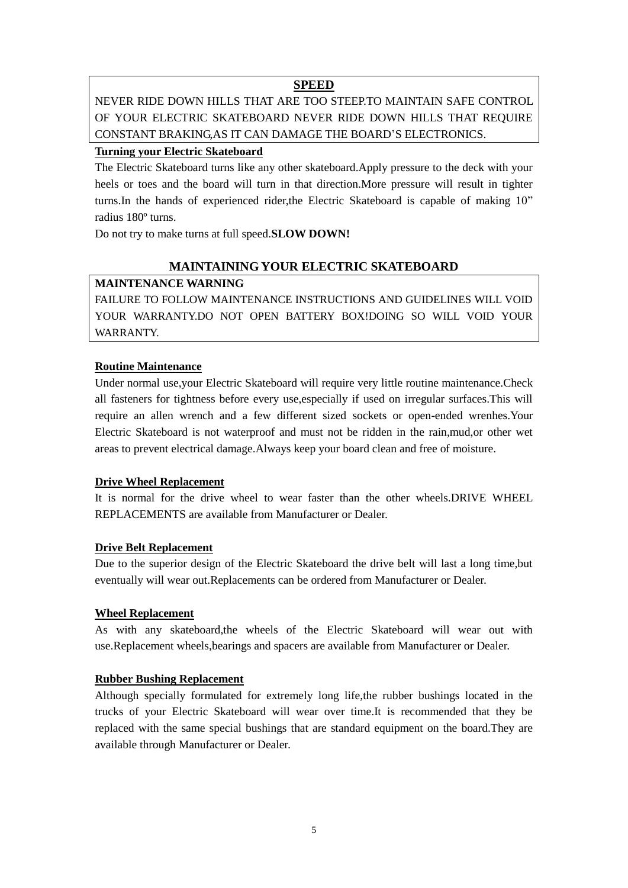**SPEED**

NEVER RIDE DOWN HILLS THAT ARE TOO STEEP.TO MAINTAIN SAFE CONTROL OF YOUR ELECTRIC SKATEBOARD NEVER RIDE DOWN HILLS THAT REQUIRE CONSTANT BRAKING,AS IT CAN DAMAGE THE BOARD'S ELECTRONICS.

**Turning your Electric Skateboard**

The Electric Skateboard turns like any other skateboard.Apply pressure to the deck with your heels or toes and the board will turn in that direction.More pressure will result in tighter turns.In the hands of experienced rider,the Electric Skateboard is capable of making 10" radius 180º turns.

Do not try to make turns at full speed.**SLOW DOWN!**

## MAINTAINING YOUR ELECTRIC SKATEBOARD

**MAINTENANCE WARNING**

FAILURE TO FOLLOW MAINTENANCE INSTRUCTIONS AND GUIDELINES WILL VOID YOUR WARRANTY.DO NOT OPEN BATTERY BOX!DOING SO WILL VOID YOUR WARRANTY.

**Routine Maintenance**

Under normal use,your Electric Skateboard will require very little routine maintenance.Check all fasteners for tightness before every use,especially if used on irregular surfaces.This will require an allen wrench and a few different sized sockets or open-ended wrenhes.Your Electric Skateboard is not waterproof and must not be ridden in the rain,mud,or other wet areas to prevent electrical damage.Always keep your board clean and free of moisture.

**Drive Wheel Replacement**

It is normal for the drive wheel to wear faster than the other wheels.DRIVE WHEEL REPLACEMENTS are available from Manufacturer or Dealer.

**Drive Belt Replacement**

Due to the superior design of the Electric Skateboard the drive belt will last a long time,but eventually will wear out.Replacements can be ordered from Manufacturer or Dealer.

**Wheel Replacement**

As with any skateboard,the wheels of the Electric Skateboard will wear out with use.Replacement wheels,bearings and spacers are available from Manufacturer or Dealer.

**Rubber Bushing Replacement**

Although specially formulated for extremely long life,the rubber bushings located in the trucks of your Electric Skateboard will wear over time.It is recommended that they be replaced with the same special bushings that are standard equipment on the board.They are available through Manufacturer or Dealer.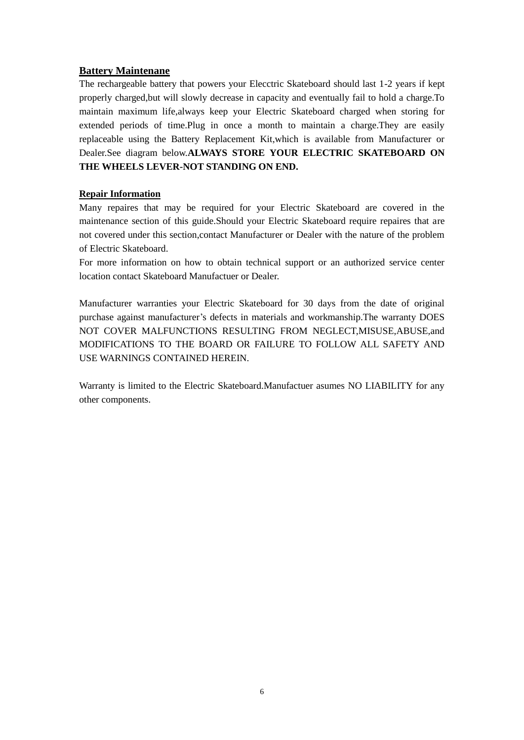**Battery Maintenane**

The rechargeable battery that powers your Elecctric Skateboard should last 1-2 years if kept properly charged,but will slowly decrease in capacity and eventually fail to hold a charge.To maintain maximum life,always keep your Electric Skateboard charged when storing for extended periods of time.Plug in once a month to maintain a charge.They are easily replaceable using the Battery Replacement Kit,which is available from Manufacturer or Dealer.See diagram below.**ALWAYS STORE YOUR ELECTRIC SKATEBOARD ON THE WHEELS LEVER-NOT STANDING ON END.**

**Repair Information**

Many repaires that may be required for your Electric Skateboard are covered in the maintenance section of this guide.Should your Electric Skateboard require repaires that are not covered under this section,contact Manufacturer or Dealer with the nature of the problem of Electric Skateboard.

For more information on how to obtain technical support or an authorized service center location contact Skateboard Manufactuer or Dealer.

Manufacturer warranties your Electric Skateboard for 30 days from the date of original purchase against manufacturer's defects in materials and workmanship.The warranty DOES NOT COVER MALFUNCTIONS RESULTING FROM NEGLECT,MISUSE,ABUSE,and MODIFICATIONS TO THE BOARD OR FAILURE TO FOLLOW ALL SAFETY AND USE WARNINGS CONTAINED HEREIN.

Warranty is limited to the Electric Skateboard.Manufactuer asumes NO LIABILITY for any other components.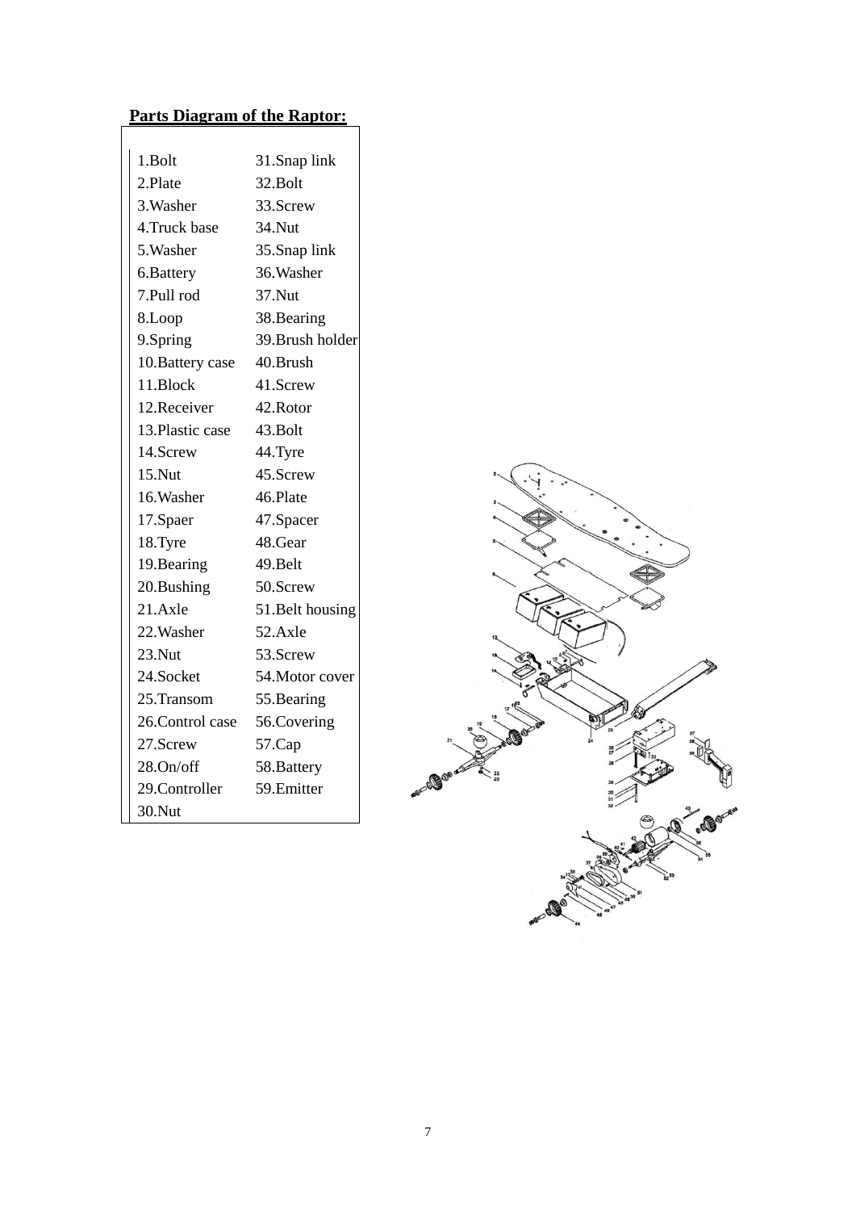**Parts Diagram of the Raptor:**

| | |
|---|---|
| 1.Bolt | 31.Snap link |
| 2.Plate | 32.Bolt |
| 3.Washer | 33.Screw |
| 4.Truck base | 34.Nut |
| 5.Washer | 35.Snap link |
| 6.Battery | 36.Washer |
| 7.Pull rod | 37.Nut |
| 8.Loop | 38.Bearing |
| 9.Spring | 39.Brush holder |
| 10.Battery case | 40.Brush |
| 11.Block | 41.Screw |
| 12.Receiver | 42.Rotor |
| 13.Plastic case | 43.Bolt |
| 14.Screw | 44.Tyre |
| 15.Nut | 45.Screw |
| 16.Washer | 46.Plate |
| 17.Spaer | 47.Spacer |
| 18.Tyre | 48.Gear |
| 19.Bearing | 49.Belt |
| 20.Bushing | 50.Screw |
| 21.Axle | 51.Belt housing |
| 22.Washer | 52.Axle |
| 23.Nut | 53.Screw |
| 24.Socket | 54.Motor cover |
| 25.Transom | 55.Bearing |
| 26.Control case | 56.Covering |
| 27.Screw | 57.Cap |
| 28.On/off | 58.Battery |
| 29.Controller | 59.Emitter |
| 30.Nut | |